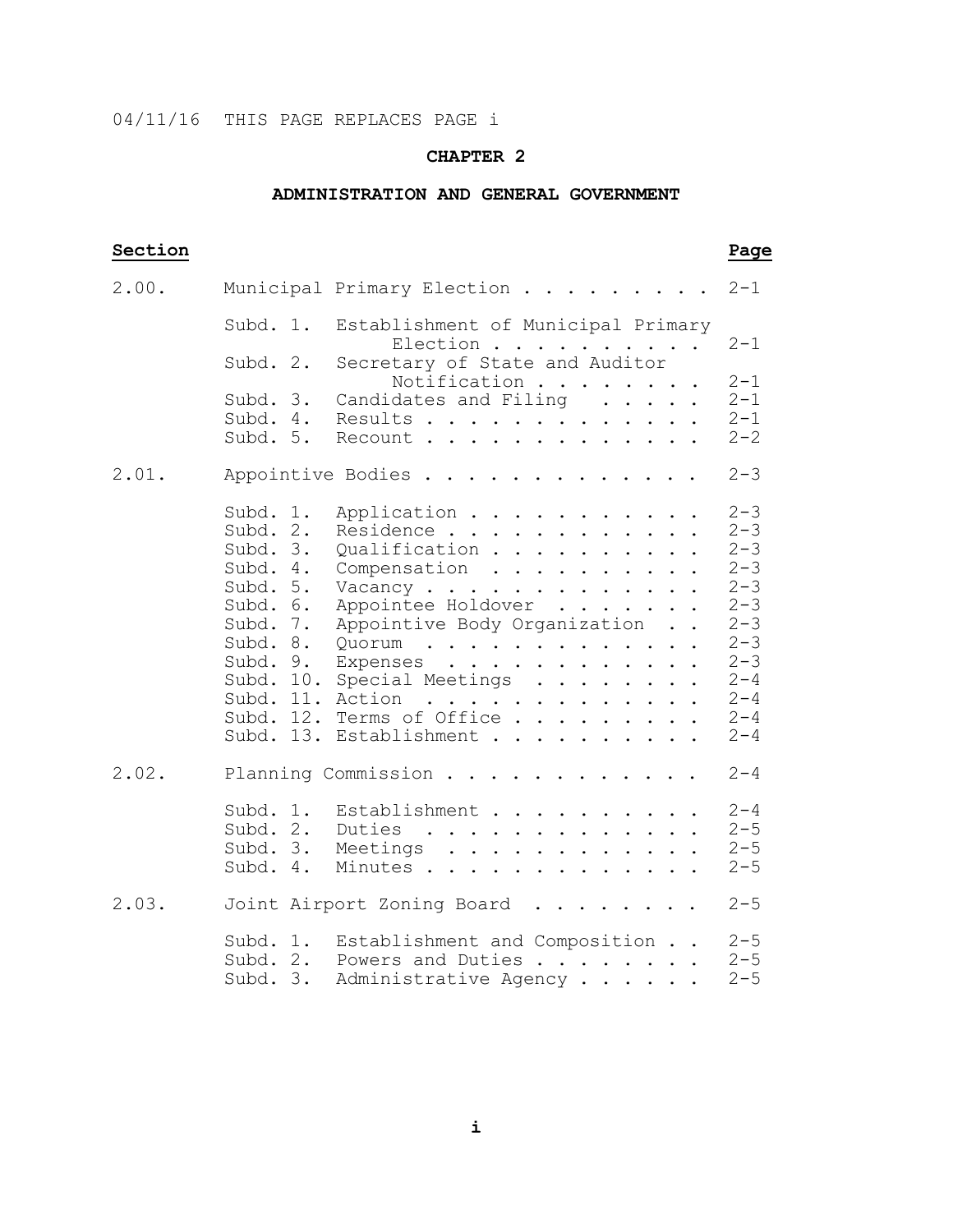04/11/16 THIS PAGE REPLACES PAGE i

# CHAPTER 2

## ADMINISTRATION AND GENERAL GOVERNMENT

| **Section** | | | **Page** |
|---|---|---|---|
| 2.00. | Municipal Primary Election | | 2-1 |
| | Subd. 1. | Establishment of Municipal Primary Election | 2-1 |
| | Subd. 2. | Secretary of State and Auditor Notification | 2-1 |
| | Subd. 3. | Candidates and Filing | 2-1 |
| | Subd. 4. | Results | 2-1 |
| | Subd. 5. | Recount | 2-2 |
| 2.01. | Appointive Bodies | | 2-3 |
| | Subd. 1. | Application | 2-3 |
| | Subd. 2. | Residence | 2-3 |
| | Subd. 3. | Qualification | 2-3 |
| | Subd. 4. | Compensation | 2-3 |
| | Subd. 5. | Vacancy | 2-3 |
| | Subd. 6. | Appointee Holdover | 2-3 |
| | Subd. 7. | Appointive Body Organization | 2-3 |
| | Subd. 8. | Quorum | 2-3 |
| | Subd. 9. | Expenses | 2-3 |
| | Subd. 10. | Special Meetings | 2-4 |
| | Subd. 11. | Action | 2-4 |
| | Subd. 12. | Terms of Office | 2-4 |
| | Subd. 13. | Establishment | 2-4 |
| 2.02. | Planning Commission | | 2-4 |
| | Subd. 1. | Establishment | 2-4 |
| | Subd. 2. | Duties | 2-5 |
| | Subd. 3. | Meetings | 2-5 |
| | Subd. 4. | Minutes | 2-5 |
| 2.03. | Joint Airport Zoning Board | | 2-5 |
| | Subd. 1. | Establishment and Composition | 2-5 |
| | Subd. 2. | Powers and Duties | 2-5 |
| | Subd. 3. | Administrative Agency | 2-5 |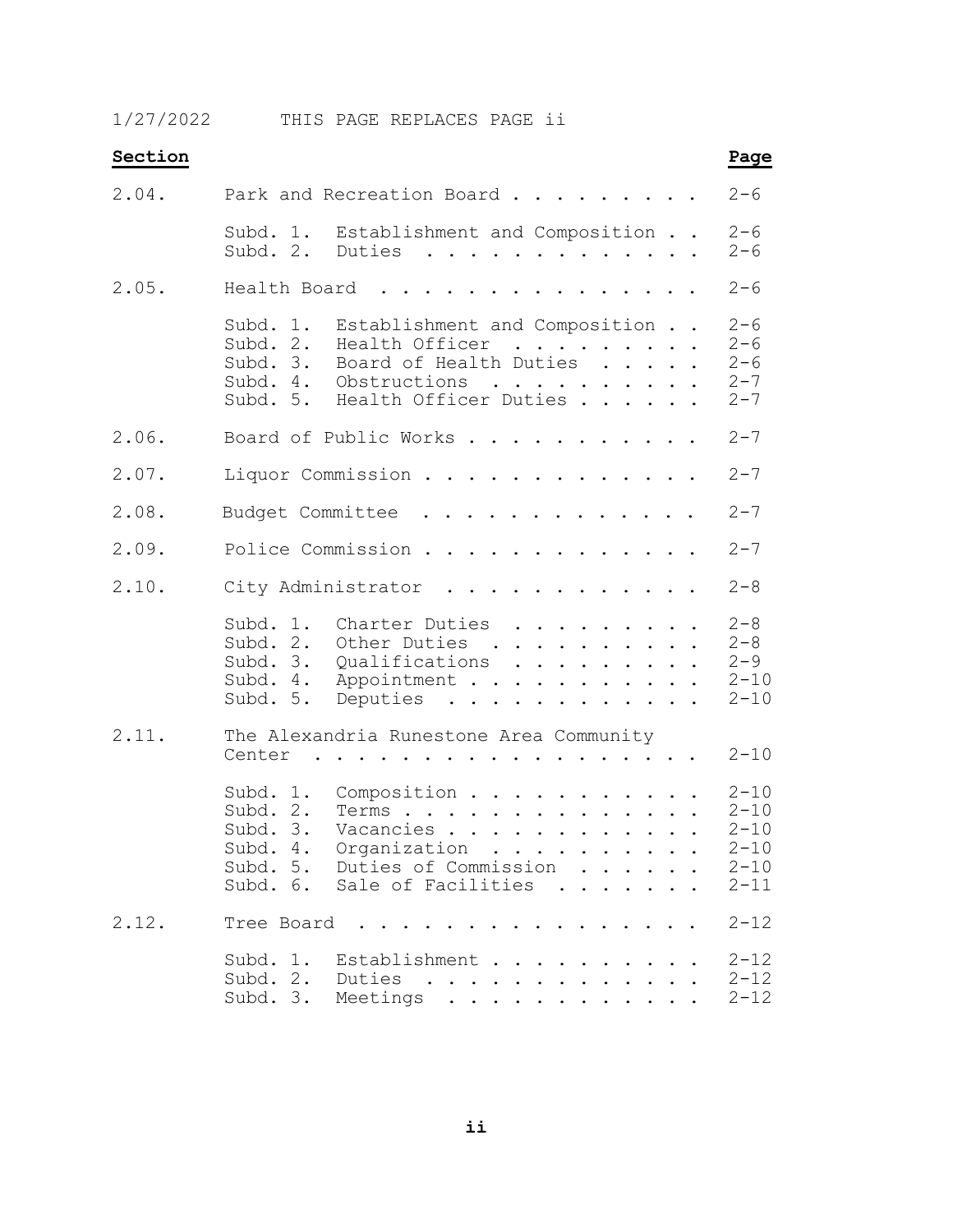1/27/2022 THIS PAGE REPLACES PAGE ii

| **Section** | | **Page** |
|---|---|---|
| 2.04. | Park and Recreation Board | 2-6 |
| | Subd. 1. Establishment and Composition | 2-6 |
| | Subd. 2. Duties | 2-6 |
| 2.05. | Health Board | 2-6 |
| | Subd. 1. Establishment and Composition | 2-6 |
| | Subd. 2. Health Officer | 2-6 |
| | Subd. 3. Board of Health Duties | 2-6 |
| | Subd. 4. Obstructions | 2-7 |
| | Subd. 5. Health Officer Duties | 2-7 |
| 2.06. | Board of Public Works | 2-7 |
| 2.07. | Liquor Commission | 2-7 |
| 2.08. | Budget Committee | 2-7 |
| 2.09. | Police Commission | 2-7 |
| 2.10. | City Administrator | 2-8 |
| | Subd. 1. Charter Duties | 2-8 |
| | Subd. 2. Other Duties | 2-8 |
| | Subd. 3. Qualifications | 2-9 |
| | Subd. 4. Appointment | 2-10 |
| | Subd. 5. Deputies | 2-10 |
| 2.11. | The Alexandria Runestone Area Community Center | 2-10 |
| | Subd. 1. Composition | 2-10 |
| | Subd. 2. Terms | 2-10 |
| | Subd. 3. Vacancies | 2-10 |
| | Subd. 4. Organization | 2-10 |
| | Subd. 5. Duties of Commission | 2-10 |
| | Subd. 6. Sale of Facilities | 2-11 |
| 2.12. | Tree Board | 2-12 |
| | Subd. 1. Establishment | 2-12 |
| | Subd. 2. Duties | 2-12 |
| | Subd. 3. Meetings | 2-12 |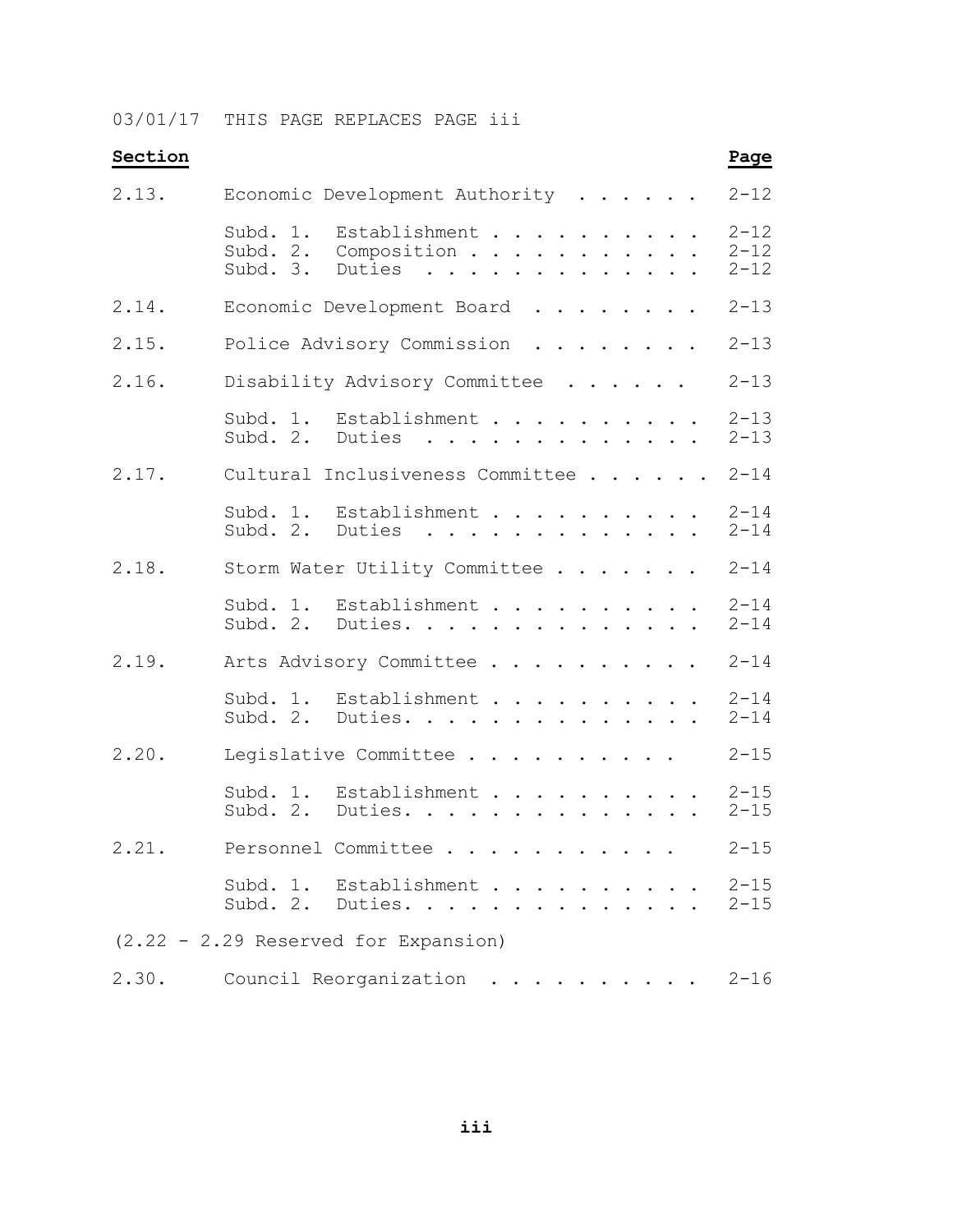03/01/17 THIS PAGE REPLACES PAGE iii

| Section | | Page |
|---|---|---|
| 2.13. | Economic Development Authority | 2-12 |
| | Subd. 1. Establishment | 2-12 |
| | Subd. 2. Composition | 2-12 |
| | Subd. 3. Duties | 2-12 |
| 2.14. | Economic Development Board | 2-13 |
| 2.15. | Police Advisory Commission | 2-13 |
| 2.16. | Disability Advisory Committee | 2-13 |
| | Subd. 1. Establishment | 2-13 |
| | Subd. 2. Duties | 2-13 |
| 2.17. | Cultural Inclusiveness Committee | 2-14 |
| | Subd. 1. Establishment | 2-14 |
| | Subd. 2. Duties | 2-14 |
| 2.18. | Storm Water Utility Committee | 2-14 |
| | Subd. 1. Establishment | 2-14 |
| | Subd. 2. Duties. | 2-14 |
| 2.19. | Arts Advisory Committee | 2-14 |
| | Subd. 1. Establishment | 2-14 |
| | Subd. 2. Duties. | 2-14 |
| 2.20. | Legislative Committee | 2-15 |
| | Subd. 1. Establishment | 2-15 |
| | Subd. 2. Duties. | 2-15 |
| 2.21. | Personnel Committee | 2-15 |
| | Subd. 1. Establishment | 2-15 |
| | Subd. 2. Duties. | 2-15 |
| (2.22 - 2.29 Reserved for Expansion) | | |
| 2.30. | Council Reorganization | 2-16 |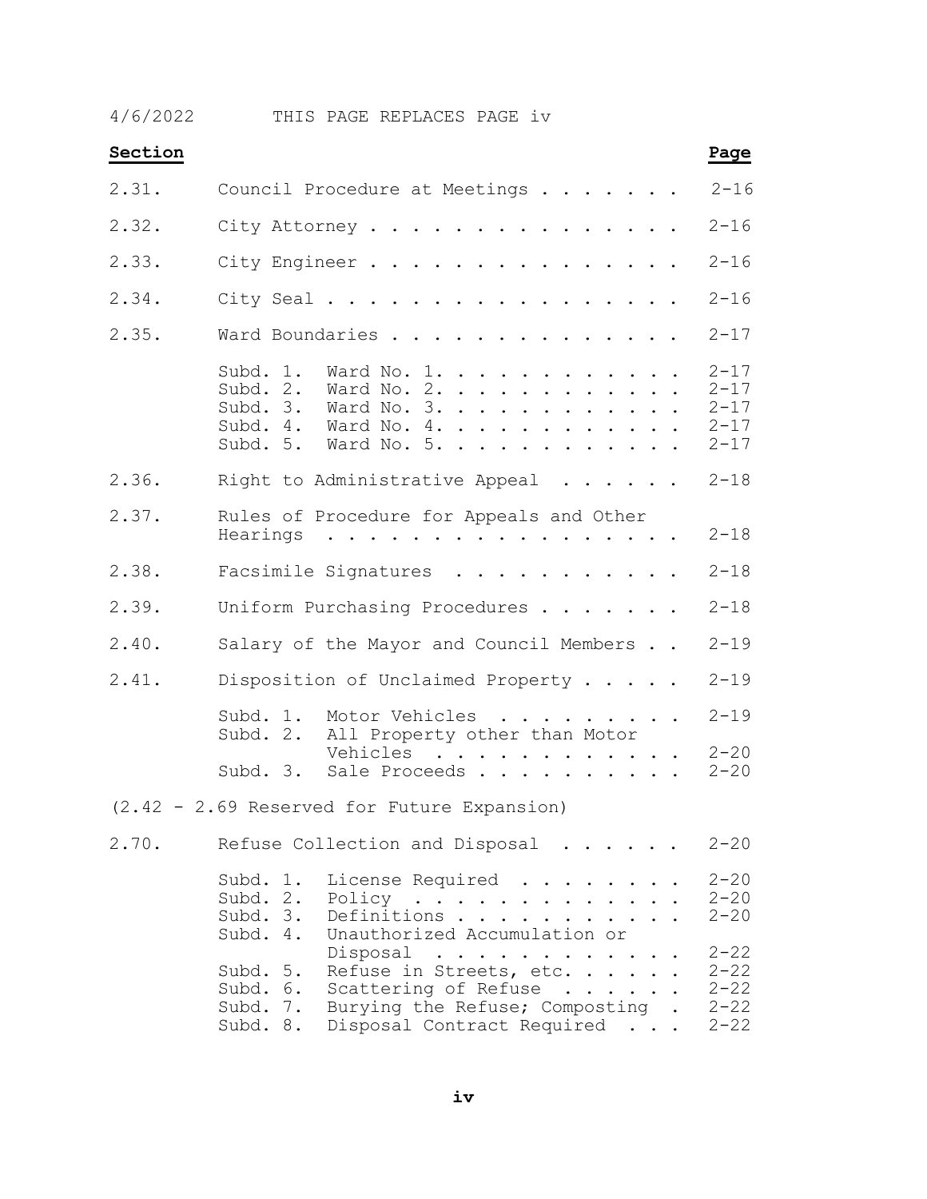4/6/2022 THIS PAGE REPLACES PAGE iv

| Section | | Page |
|---|---|---|
| 2.31. | Council Procedure at Meetings | 2-16 |
| 2.32. | City Attorney | 2-16 |
| 2.33. | City Engineer | 2-16 |
| 2.34. | City Seal | 2-16 |
| 2.35. | Ward Boundaries | 2-17 |
| | Subd. 1. Ward No. 1. | 2-17 |
| | Subd. 2. Ward No. 2. | 2-17 |
| | Subd. 3. Ward No. 3. | 2-17 |
| | Subd. 4. Ward No. 4. | 2-17 |
| | Subd. 5. Ward No. 5. | 2-17 |
| 2.36. | Right to Administrative Appeal | 2-18 |
| 2.37. | Rules of Procedure for Appeals and Other Hearings | 2-18 |
| 2.38. | Facsimile Signatures | 2-18 |
| 2.39. | Uniform Purchasing Procedures | 2-18 |
| 2.40. | Salary of the Mayor and Council Members | 2-19 |
| 2.41. | Disposition of Unclaimed Property | 2-19 |
| | Subd. 1. Motor Vehicles | 2-19 |
| | Subd. 2. All Property other than Motor Vehicles | 2-20 |
| | Subd. 3. Sale Proceeds | 2-20 |
| (2.42 - 2.69 Reserved for Future Expansion) | | |
| 2.70. | Refuse Collection and Disposal | 2-20 |
| | Subd. 1. License Required | 2-20 |
| | Subd. 2. Policy | 2-20 |
| | Subd. 3. Definitions | 2-20 |
| | Subd. 4. Unauthorized Accumulation or Disposal | 2-22 |
| | Subd. 5. Refuse in Streets, etc. | 2-22 |
| | Subd. 6. Scattering of Refuse | 2-22 |
| | Subd. 7. Burying the Refuse; Composting | 2-22 |
| | Subd. 8. Disposal Contract Required | 2-22 |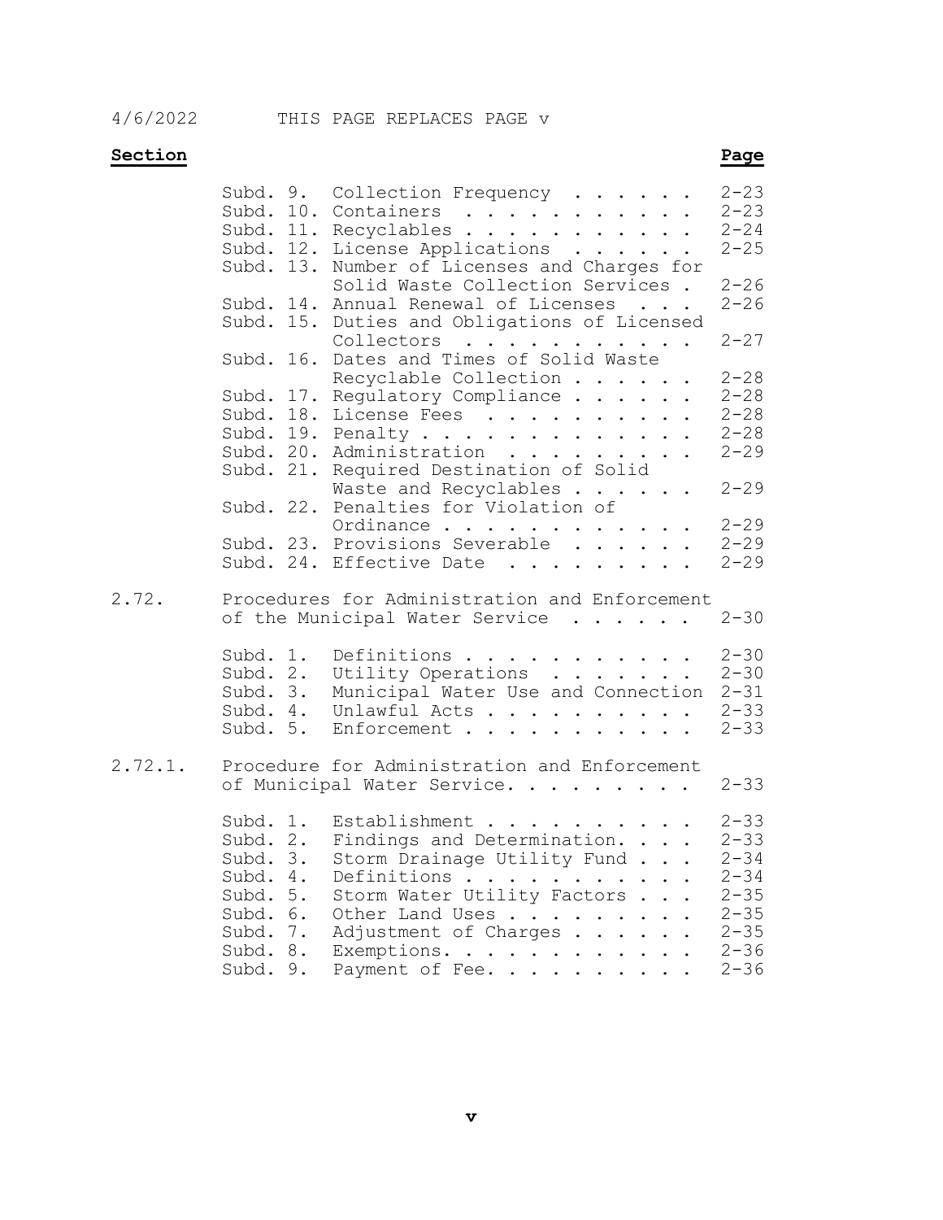4/6/2022 THIS PAGE REPLACES PAGE v

| **Section** | | **Page** |
|---|---|---|
| | Subd. 9. Collection Frequency | 2-23 |
| | Subd. 10. Containers | 2-23 |
| | Subd. 11. Recyclables | 2-24 |
| | Subd. 12. License Applications | 2-25 |
| | Subd. 13. Number of Licenses and Charges for Solid Waste Collection Services | 2-26 |
| | Subd. 14. Annual Renewal of Licenses | 2-26 |
| | Subd. 15. Duties and Obligations of Licensed Collectors | 2-27 |
| | Subd. 16. Dates and Times of Solid Waste Recyclable Collection | 2-28 |
| | Subd. 17. Regulatory Compliance | 2-28 |
| | Subd. 18. License Fees | 2-28 |
| | Subd. 19. Penalty | 2-28 |
| | Subd. 20. Administration | 2-29 |
| | Subd. 21. Required Destination of Solid Waste and Recyclables | 2-29 |
| | Subd. 22. Penalties for Violation of Ordinance | 2-29 |
| | Subd. 23. Provisions Severable | 2-29 |
| | Subd. 24. Effective Date | 2-29 |
| 2.72. | Procedures for Administration and Enforcement of the Municipal Water Service | 2-30 |
| | Subd. 1. Definitions | 2-30 |
| | Subd. 2. Utility Operations | 2-30 |
| | Subd. 3. Municipal Water Use and Connection | 2-31 |
| | Subd. 4. Unlawful Acts | 2-33 |
| | Subd. 5. Enforcement | 2-33 |
| 2.72.1. | Procedure for Administration and Enforcement of Municipal Water Service. | 2-33 |
| | Subd. 1. Establishment | 2-33 |
| | Subd. 2. Findings and Determination. | 2-33 |
| | Subd. 3. Storm Drainage Utility Fund | 2-34 |
| | Subd. 4. Definitions | 2-34 |
| | Subd. 5. Storm Water Utility Factors | 2-35 |
| | Subd. 6. Other Land Uses | 2-35 |
| | Subd. 7. Adjustment of Charges | 2-35 |
| | Subd. 8. Exemptions. | 2-36 |
| | Subd. 9. Payment of Fee. | 2-36 |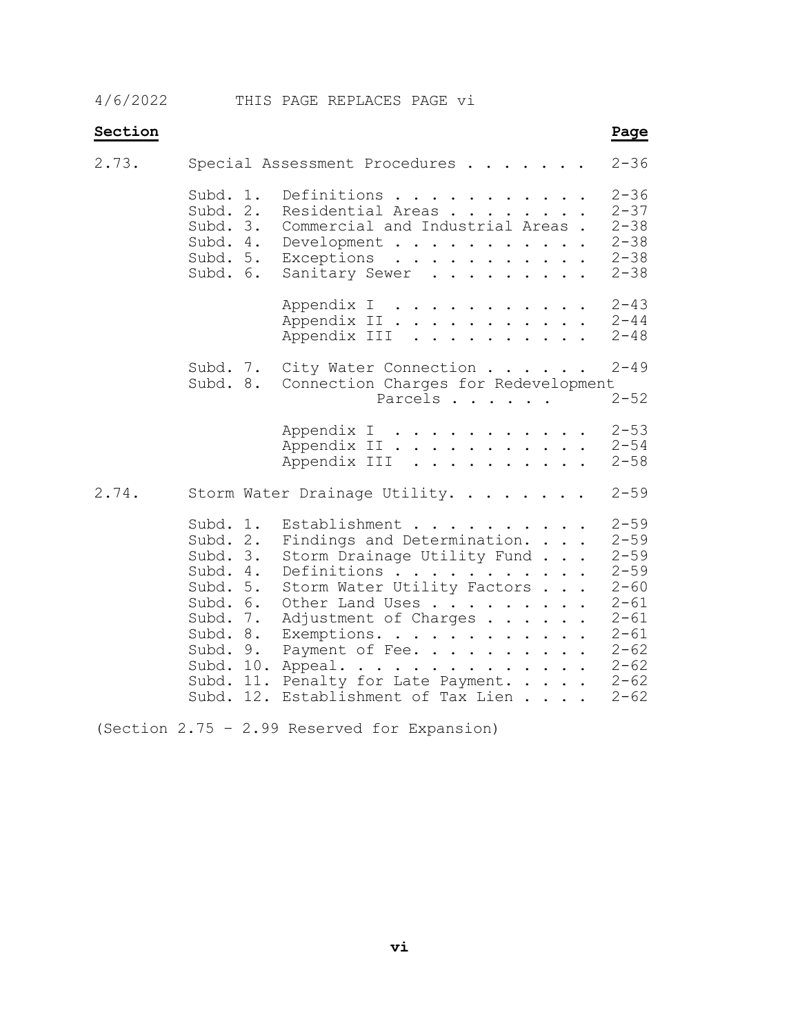4/6/2022 THIS PAGE REPLACES PAGE vi

| Section | | | Page |
|---|---|---|---|
| 2.73. | Special Assessment Procedures | | 2-36 |
| | Subd. 1. | Definitions | 2-36 |
| | Subd. 2. | Residential Areas | 2-37 |
| | Subd. 3. | Commercial and Industrial Areas | 2-38 |
| | Subd. 4. | Development | 2-38 |
| | Subd. 5. | Exceptions | 2-38 |
| | Subd. 6. | Sanitary Sewer | 2-38 |
| | | Appendix I | 2-43 |
| | | Appendix II | 2-44 |
| | | Appendix III | 2-48 |
| | Subd. 7. | City Water Connection | 2-49 |
| | Subd. 8. | Connection Charges for Redevelopment Parcels | 2-52 |
| | | Appendix I | 2-53 |
| | | Appendix II | 2-54 |
| | | Appendix III | 2-58 |
| 2.74. | Storm Water Drainage Utility | | 2-59 |
| | Subd. 1. | Establishment | 2-59 |
| | Subd. 2. | Findings and Determination | 2-59 |
| | Subd. 3. | Storm Drainage Utility Fund | 2-59 |
| | Subd. 4. | Definitions | 2-59 |
| | Subd. 5. | Storm Water Utility Factors | 2-60 |
| | Subd. 6. | Other Land Uses | 2-61 |
| | Subd. 7. | Adjustment of Charges | 2-61 |
| | Subd. 8. | Exemptions | 2-61 |
| | Subd. 9. | Payment of Fee | 2-62 |
| | Subd. 10. | Appeal | 2-62 |
| | Subd. 11. | Penalty for Late Payment | 2-62 |
| | Subd. 12. | Establishment of Tax Lien | 2-62 |

(Section 2.75 – 2.99 Reserved for Expansion)